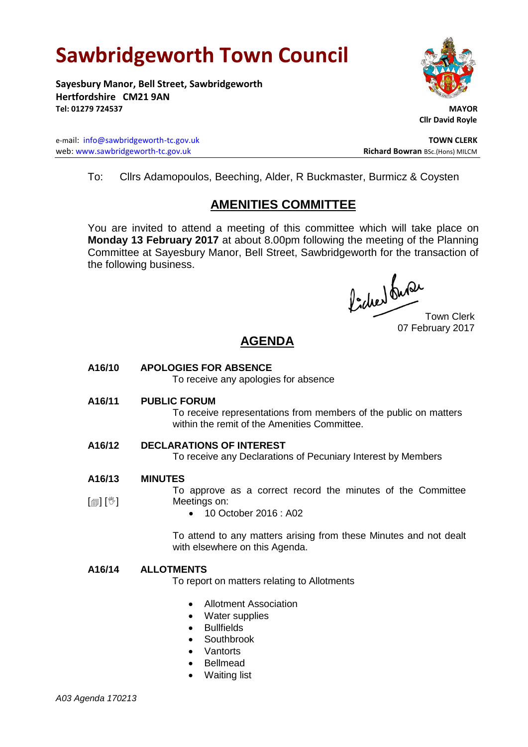# Sawbridgeworth Town Council

**Sayesbury Manor, Bell Street, Sawbridgeworth**
**Hertfordshire CM21 9AN**
**Tel: 01279 724537**

**MAYOR**
**Cllr David Royle**

e-mail: info@sawbridgeworth-tc.gov.uk
web: www.sawbridgeworth-tc.gov.uk

**TOWN CLERK**
**Richard Bowran** BSc.(Hons) MILCM

To: Cllrs Adamopoulos, Beeching, Alder, R Buckmaster, Burmicz & Coysten

## AMENITIES COMMITTEE

You are invited to attend a meeting of this committee which will take place on **Monday 13 February 2017** at about 8.00pm following the meeting of the Planning Committee at Sayesbury Manor, Bell Street, Sawbridgeworth for the transaction of the following business.

Town Clerk
07 February 2017

## AGENDA

**A16/10 APOLOGIES FOR ABSENCE**

To receive any apologies for absence

**A16/11 PUBLIC FORUM**

To receive representations from members of the public on matters within the remit of the Amenities Committee.

**A16/12 DECLARATIONS OF INTEREST**

To receive any Declarations of Pecuniary Interest by Members

**A16/13 MINUTES**

[🗐] [👋] To approve as a correct record the minutes of the Committee Meetings on:

- 10 October 2016 : A02

To attend to any matters arising from these Minutes and not dealt with elsewhere on this Agenda.

**A16/14 ALLOTMENTS**

To report on matters relating to Allotments

- Allotment Association
- Water supplies
- Bullfields
- Southbrook
- Vantorts
- Bellmead
- Waiting list

*A03 Agenda 170213*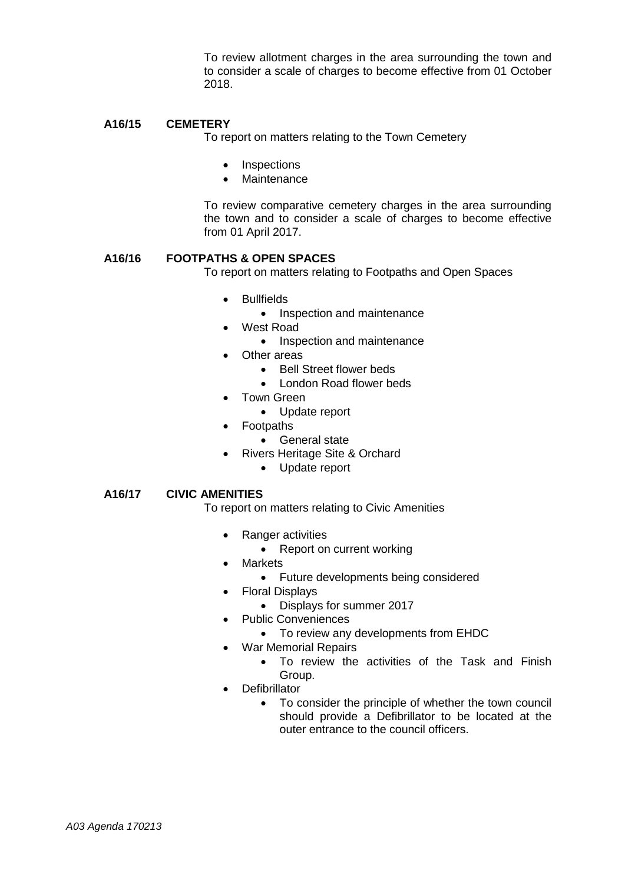To review allotment charges in the area surrounding the town and to consider a scale of charges to become effective from 01 October 2018.

**A16/15 CEMETERY**

To report on matters relating to the Town Cemetery

- Inspections
- Maintenance

To review comparative cemetery charges in the area surrounding the town and to consider a scale of charges to become effective from 01 April 2017.

**A16/16 FOOTPATHS & OPEN SPACES**

To report on matters relating to Footpaths and Open Spaces

- Bullfields
  - Inspection and maintenance
- West Road
  - Inspection and maintenance
- Other areas
  - Bell Street flower beds
  - London Road flower beds
- Town Green
  - Update report
- Footpaths
  - General state
- Rivers Heritage Site & Orchard
  - Update report

**A16/17 CIVIC AMENITIES**

To report on matters relating to Civic Amenities

- Ranger activities
  - Report on current working
- Markets
  - Future developments being considered
- Floral Displays
  - Displays for summer 2017
- Public Conveniences
  - To review any developments from EHDC
- War Memorial Repairs
  - To review the activities of the Task and Finish Group.
- Defibrillator
  - To consider the principle of whether the town council should provide a Defibrillator to be located at the outer entrance to the council officers.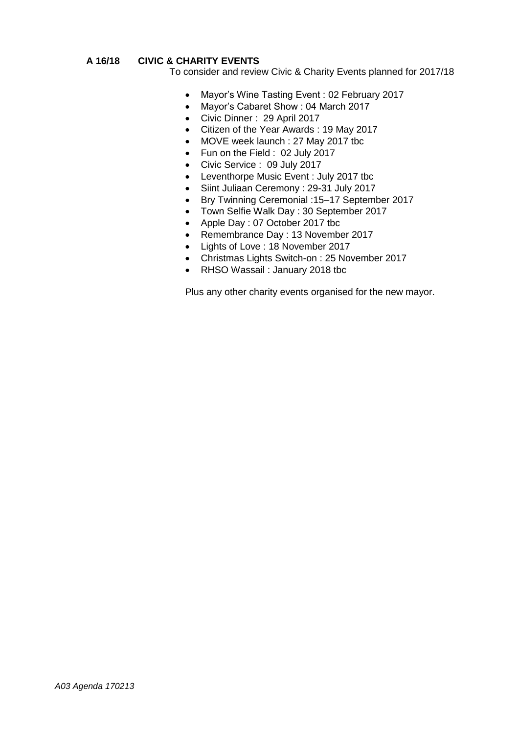**A 16/18 CIVIC & CHARITY EVENTS**

To consider and review Civic & Charity Events planned for 2017/18

- Mayor's Wine Tasting Event : 02 February 2017
- Mayor's Cabaret Show : 04 March 2017
- Civic Dinner : 29 April 2017
- Citizen of the Year Awards : 19 May 2017
- MOVE week launch : 27 May 2017 tbc
- Fun on the Field : 02 July 2017
- Civic Service : 09 July 2017
- Leventhorpe Music Event : July 2017 tbc
- Siint Juliaan Ceremony : 29-31 July 2017
- Bry Twinning Ceremonial :15–17 September 2017
- Town Selfie Walk Day : 30 September 2017
- Apple Day : 07 October 2017 tbc
- Remembrance Day : 13 November 2017
- Lights of Love : 18 November 2017
- Christmas Lights Switch-on : 25 November 2017
- RHSO Wassail : January 2018 tbc

Plus any other charity events organised for the new mayor.